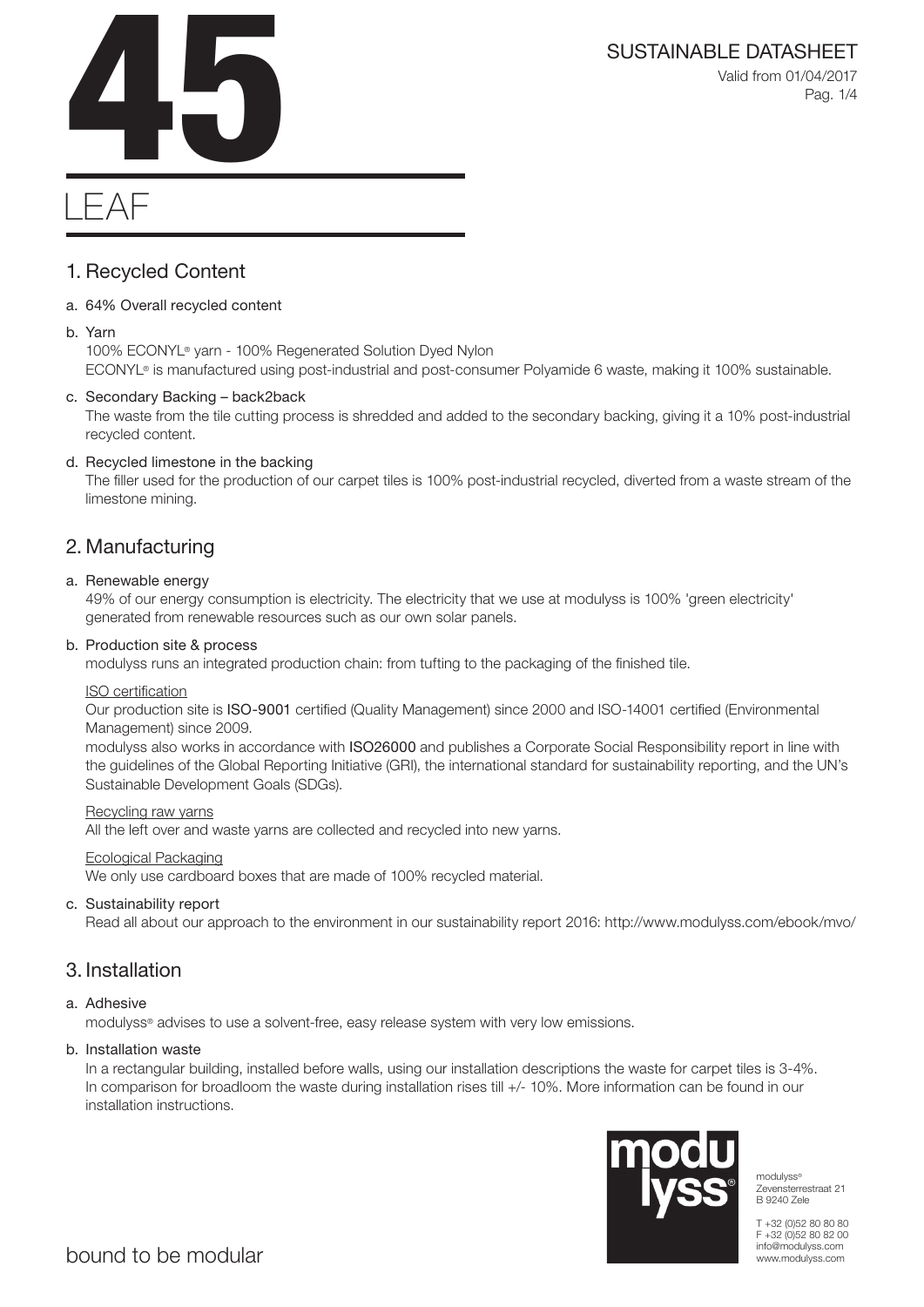# 45

# LEAF

SUSTAINABLE DATASHEET

Valid from 01/04/2017

## 1. Recycled Content

a. 64% Overall recycled content

b. Yarn

100% ECONYL® yarn - 100% Regenerated Solution Dyed Nylon
ECONYL® is manufactured using post-industrial and post-consumer Polyamide 6 waste, making it 100% sustainable.

c. Secondary Backing – back2back

The waste from the tile cutting process is shredded and added to the secondary backing, giving it a 10% post-industrial recycled content.

d. Recycled limestone in the backing

The filler used for the production of our carpet tiles is 100% post-industrial recycled, diverted from a waste stream of the limestone mining.

## 2. Manufacturing

a. Renewable energy

49% of our energy consumption is electricity. The electricity that we use at modulyss is 100% 'green electricity' generated from renewable resources such as our own solar panels.

b. Production site & process

modulyss runs an integrated production chain: from tufting to the packaging of the finished tile.

ISO certification

Our production site is **ISO-9001** certified (Quality Management) since 2000 and ISO-14001 certified (Environmental Management) since 2009.
modulyss also works in accordance with **ISO26000** and publishes a Corporate Social Responsibility report in line with the guidelines of the Global Reporting Initiative (GRI), the international standard for sustainability reporting, and the UN's Sustainable Development Goals (SDGs).

Recycling raw yarns

All the left over and waste yarns are collected and recycled into new yarns.

Ecological Packaging

We only use cardboard boxes that are made of 100% recycled material.

c. Sustainability report

Read all about our approach to the environment in our sustainability report 2016: http://www.modulyss.com/ebook/mvo/

## 3. Installation

a. Adhesive

modulyss® advises to use a solvent-free, easy release system with very low emissions.

b. Installation waste

In a rectangular building, installed before walls, using our installation descriptions the waste for carpet tiles is 3-4%. In comparison for broadloom the waste during installation rises till +/- 10%. More information can be found in our installation instructions.

bound to be modular

modulyss®
Zevensterrestraat 21
B 9240 Zele

T +32 (0)52 80 80 80
F +32 (0)52 80 82 00
info@modulyss.com
www.modulyss.com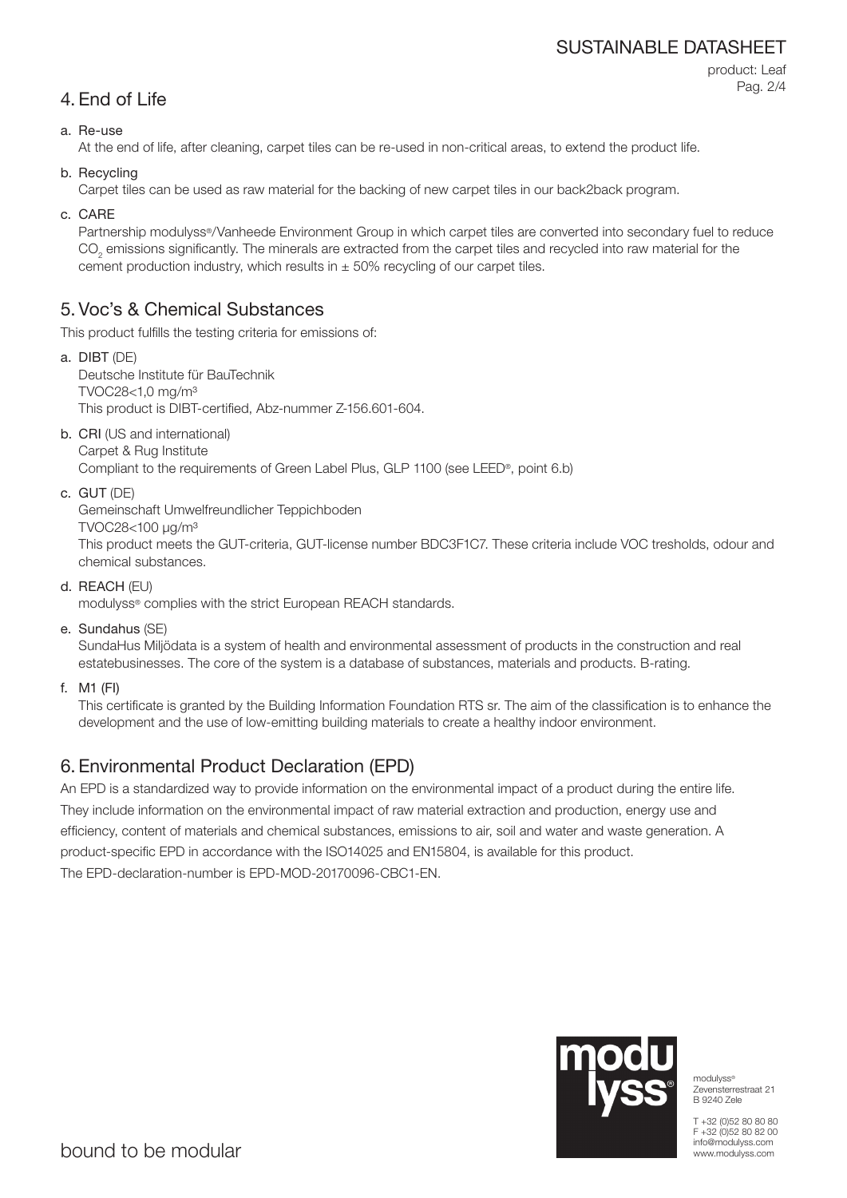## 4. End of Life

a. Re-use
At the end of life, after cleaning, carpet tiles can be re-used in non-critical areas, to extend the product life.

b. Recycling
Carpet tiles can be used as raw material for the backing of new carpet tiles in our back2back program.

c. CARE
Partnership modulyss®/Vanheede Environment Group in which carpet tiles are converted into secondary fuel to reduce $CO_2$ emissions significantly. The minerals are extracted from the carpet tiles and recycled into raw material for the cement production industry, which results in ± 50% recycling of our carpet tiles.

## 5. Voc's & Chemical Substances

This product fulfills the testing criteria for emissions of:

a. DIBT (DE)
Deutsche Institute für BauTechnik
TVOC28<1,0 mg/m³
This product is DIBT-certified, Abz-nummer Z-156.601-604.

b. CRI (US and international)
Carpet & Rug Institute
Compliant to the requirements of Green Label Plus, GLP 1100 (see LEED®, point 6.b)

c. GUT (DE)
Gemeinschaft Umwelfreundlicher Teppichboden
TVOC28<100 µg/m³
This product meets the GUT-criteria, GUT-license number BDC3F1C7. These criteria include VOC tresholds, odour and chemical substances.

d. REACH (EU)
modulyss® complies with the strict European REACH standards.

e. Sundahus (SE)
SundaHus Miljödata is a system of health and environmental assessment of products in the construction and real estatebusinesses. The core of the system is a database of substances, materials and products. B-rating.

f. M1 (FI)
This certificate is granted by the Building Information Foundation RTS sr. The aim of the classification is to enhance the development and the use of low-emitting building materials to create a healthy indoor environment.

## 6. Environmental Product Declaration (EPD)

An EPD is a standardized way to provide information on the environmental impact of a product during the entire life. They include information on the environmental impact of raw material extraction and production, energy use and efficiency, content of materials and chemical substances, emissions to air, soil and water and waste generation. A product-specific EPD in accordance with the ISO14025 and EN15804, is available for this product.
The EPD-declaration-number is EPD-MOD-20170096-CBC1-EN.

modulyss®
Zevensterrestraat 21
B 9240 Zele

T +32 (0)52 80 80 80
F +32 (0)52 80 82 00
info@modulyss.com
www.modulyss.com

bound to be modular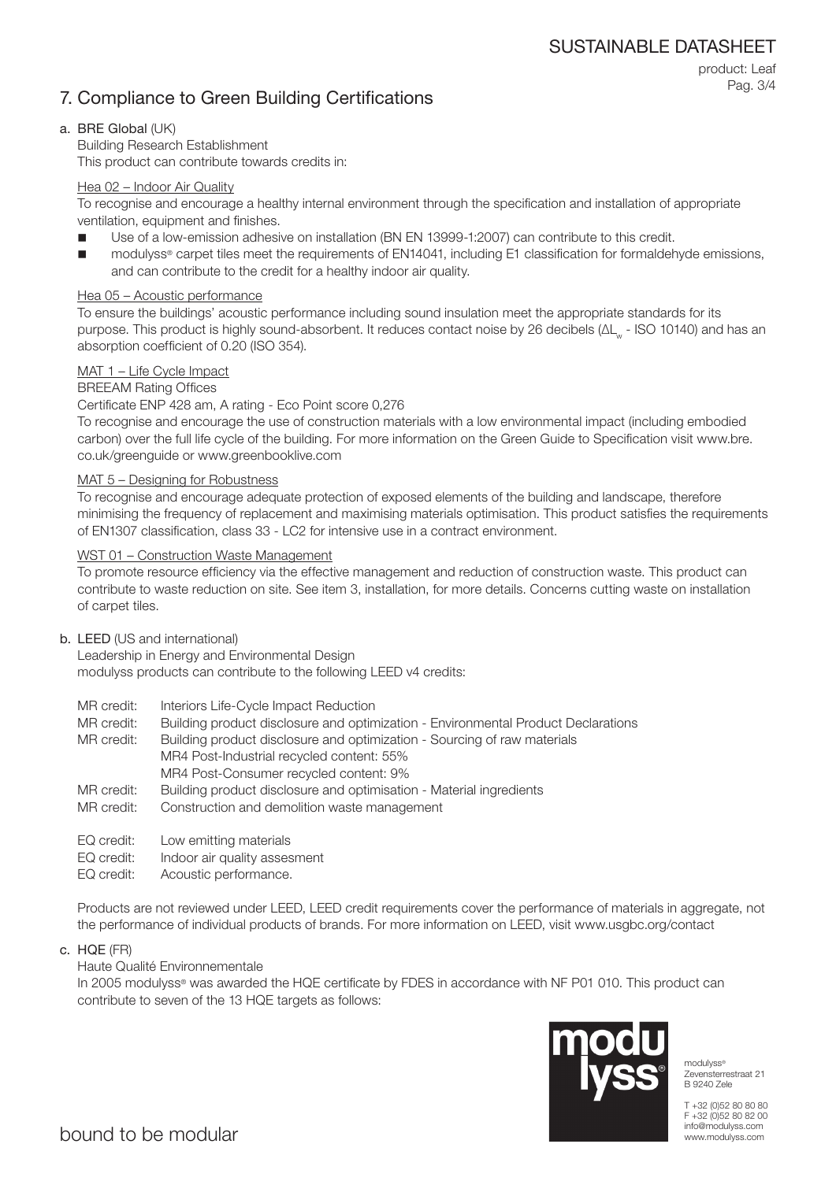# 7. Compliance to Green Building Certifications

## a. BRE Global (UK)

Building Research Establishment
This product can contribute towards credits in:

### Hea 02 – Indoor Air Quality

To recognise and encourage a healthy internal environment through the specification and installation of appropriate ventilation, equipment and finishes.

- Use of a low-emission adhesive on installation (BN EN 13999-1:2007) can contribute to this credit.
- modulyss® carpet tiles meet the requirements of EN14041, including E1 classification for formaldehyde emissions, and can contribute to the credit for a healthy indoor air quality.

### Hea 05 – Acoustic performance

To ensure the buildings' acoustic performance including sound insulation meet the appropriate standards for its purpose. This product is highly sound-absorbent. It reduces contact noise by 26 decibels ($\Delta L_w$ - ISO 10140) and has an absorption coefficient of 0.20 (ISO 354).

### MAT 1 – Life Cycle Impact

BREEAM Rating Offices

Certificate ENP 428 am, A rating - Eco Point score 0,276

To recognise and encourage the use of construction materials with a low environmental impact (including embodied carbon) over the full life cycle of the building. For more information on the Green Guide to Specification visit www.bre.co.uk/greenguide or www.greenbooklive.com

### MAT 5 – Designing for Robustness

To recognise and encourage adequate protection of exposed elements of the building and landscape, therefore minimising the frequency of replacement and maximising materials optimisation. This product satisfies the requirements of EN1307 classification, class 33 - LC2 for intensive use in a contract environment.

### WST 01 – Construction Waste Management

To promote resource efficiency via the effective management and reduction of construction waste. This product can contribute to waste reduction on site. See item 3, installation, for more details. Concerns cutting waste on installation of carpet tiles.

## b. LEED (US and international)

Leadership in Energy and Environmental Design
modulyss products can contribute to the following LEED v4 credits:

MR credit: Interiors Life-Cycle Impact Reduction
MR credit: Building product disclosure and optimization - Environmental Product Declarations
MR credit: Building product disclosure and optimization - Sourcing of raw materials
MR4 Post-Industrial recycled content: 55%
MR4 Post-Consumer recycled content: 9%
MR credit: Building product disclosure and optimisation - Material ingredients
MR credit: Construction and demolition waste management

EQ credit: Low emitting materials
EQ credit: Indoor air quality assesment
EQ credit: Acoustic performance.

Products are not reviewed under LEED, LEED credit requirements cover the performance of materials in aggregate, not the performance of individual products of brands. For more information on LEED, visit www.usgbc.org/contact

## c. HQE (FR)

Haute Qualité Environnementale

In 2005 modulyss® was awarded the HQE certificate by FDES in accordance with NF P01 010. This product can contribute to seven of the 13 HQE targets as follows: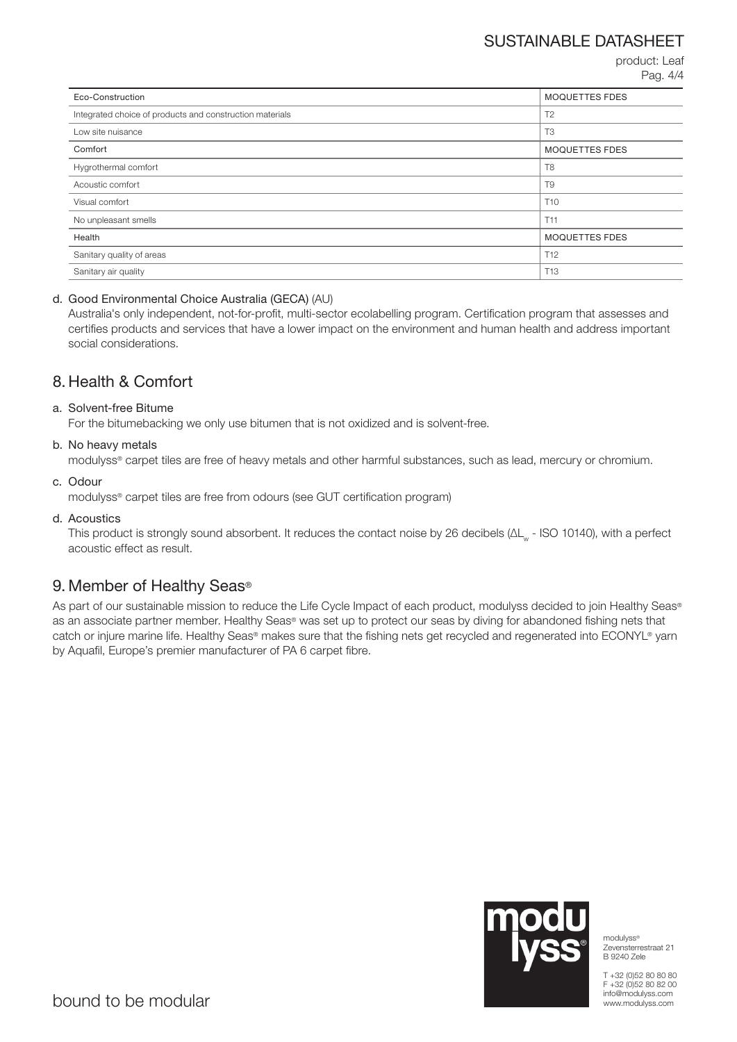| Eco-Construction | MOQUETTES FDES |
|---|---|
| Integrated choice of products and construction materials | T2 |
| Low site nuisance | T3 |
| Comfort | MOQUETTES FDES |
| Hygrothermal comfort | T8 |
| Acoustic comfort | T9 |
| Visual comfort | T10 |
| No unpleasant smells | T11 |
| Health | MOQUETTES FDES |
| Sanitary quality of areas | T12 |
| Sanitary air quality | T13 |

d. Good Environmental Choice Australia (GECA) (AU)
Australia's only independent, not-for-profit, multi-sector ecolabelling program. Certification program that assesses and certifies products and services that have a lower impact on the environment and human health and address important social considerations.

## 8. Health & Comfort

a. Solvent-free Bitume
For the bitumebacking we only use bitumen that is not oxidized and is solvent-free.

b. No heavy metals
modulyss® carpet tiles are free of heavy metals and other harmful substances, such as lead, mercury or chromium.

c. Odour
modulyss® carpet tiles are free from odours (see GUT certification program)

d. Acoustics
This product is strongly sound absorbent. It reduces the contact noise by 26 decibels ($\Delta L_w$ - ISO 10140), with a perfect acoustic effect as result.

## 9. Member of Healthy Seas®

As part of our sustainable mission to reduce the Life Cycle Impact of each product, modulyss decided to join Healthy Seas® as an associate partner member. Healthy Seas® was set up to protect our seas by diving for abandoned fishing nets that catch or injure marine life. Healthy Seas® makes sure that the fishing nets get recycled and regenerated into ECONYL® yarn by Aquafil, Europe's premier manufacturer of PA 6 carpet fibre.

modulyss®
Zevensterrestraat 21
B 9240 Zele

T +32 (0)52 80 80 80
F +32 (0)52 80 82 00
info@modulyss.com
www.modulyss.com

bound to be modular